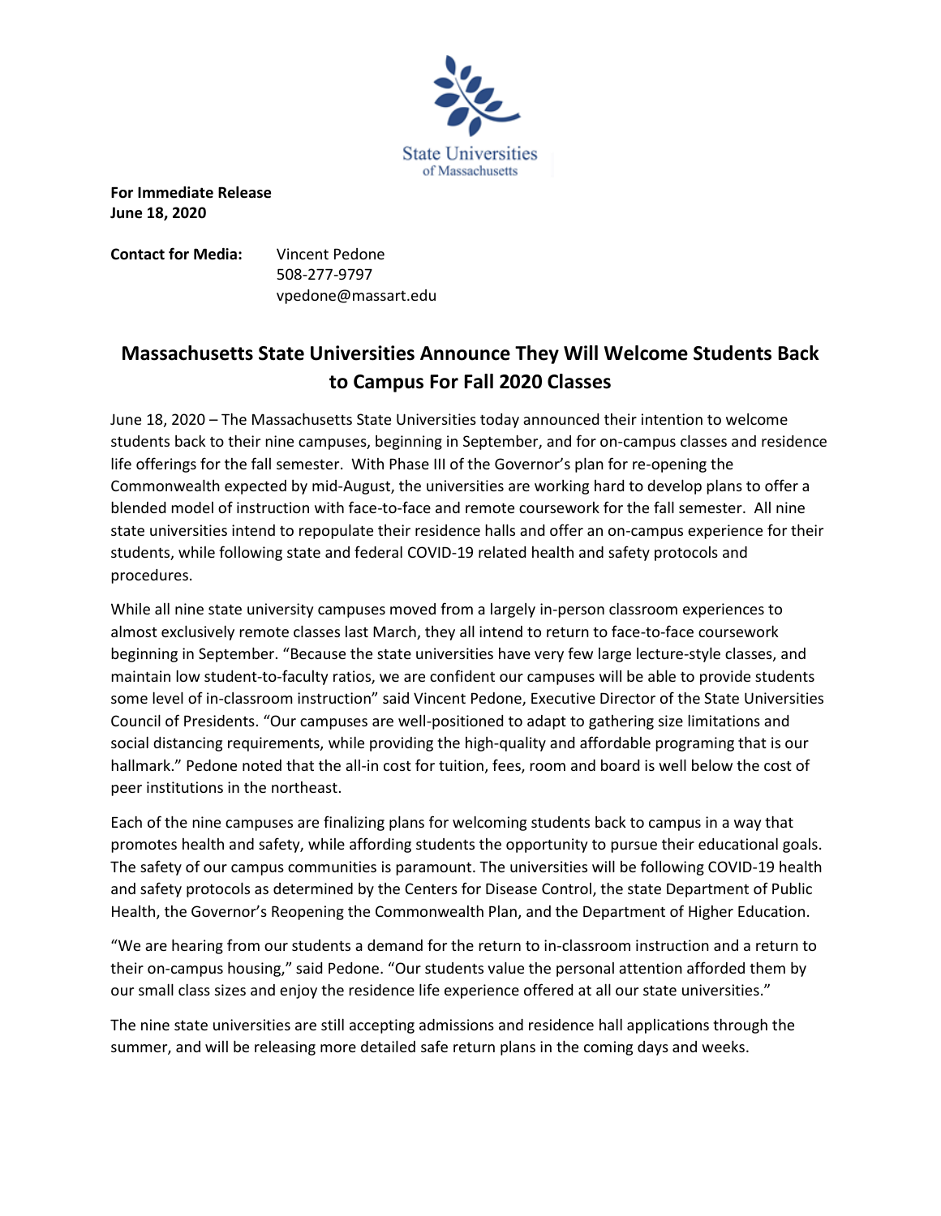State Universities of Massachusetts

**For Immediate Release**
**June 18, 2020**

**Contact for Media:** Vincent Pedone
508-277-9797
vpedone@massart.edu

## Massachusetts State Universities Announce They Will Welcome Students Back to Campus For Fall 2020 Classes

June 18, 2020 – The Massachusetts State Universities today announced their intention to welcome students back to their nine campuses, beginning in September, and for on-campus classes and residence life offerings for the fall semester. With Phase III of the Governor's plan for re-opening the Commonwealth expected by mid-August, the universities are working hard to develop plans to offer a blended model of instruction with face-to-face and remote coursework for the fall semester. All nine state universities intend to repopulate their residence halls and offer an on-campus experience for their students, while following state and federal COVID-19 related health and safety protocols and procedures.

While all nine state university campuses moved from a largely in-person classroom experiences to almost exclusively remote classes last March, they all intend to return to face-to-face coursework beginning in September. "Because the state universities have very few large lecture-style classes, and maintain low student-to-faculty ratios, we are confident our campuses will be able to provide students some level of in-classroom instruction" said Vincent Pedone, Executive Director of the State Universities Council of Presidents. "Our campuses are well-positioned to adapt to gathering size limitations and social distancing requirements, while providing the high-quality and affordable programing that is our hallmark." Pedone noted that the all-in cost for tuition, fees, room and board is well below the cost of peer institutions in the northeast.

Each of the nine campuses are finalizing plans for welcoming students back to campus in a way that promotes health and safety, while affording students the opportunity to pursue their educational goals. The safety of our campus communities is paramount. The universities will be following COVID-19 health and safety protocols as determined by the Centers for Disease Control, the state Department of Public Health, the Governor's Reopening the Commonwealth Plan, and the Department of Higher Education.

"We are hearing from our students a demand for the return to in-classroom instruction and a return to their on-campus housing," said Pedone. "Our students value the personal attention afforded them by our small class sizes and enjoy the residence life experience offered at all our state universities."

The nine state universities are still accepting admissions and residence hall applications through the summer, and will be releasing more detailed safe return plans in the coming days and weeks.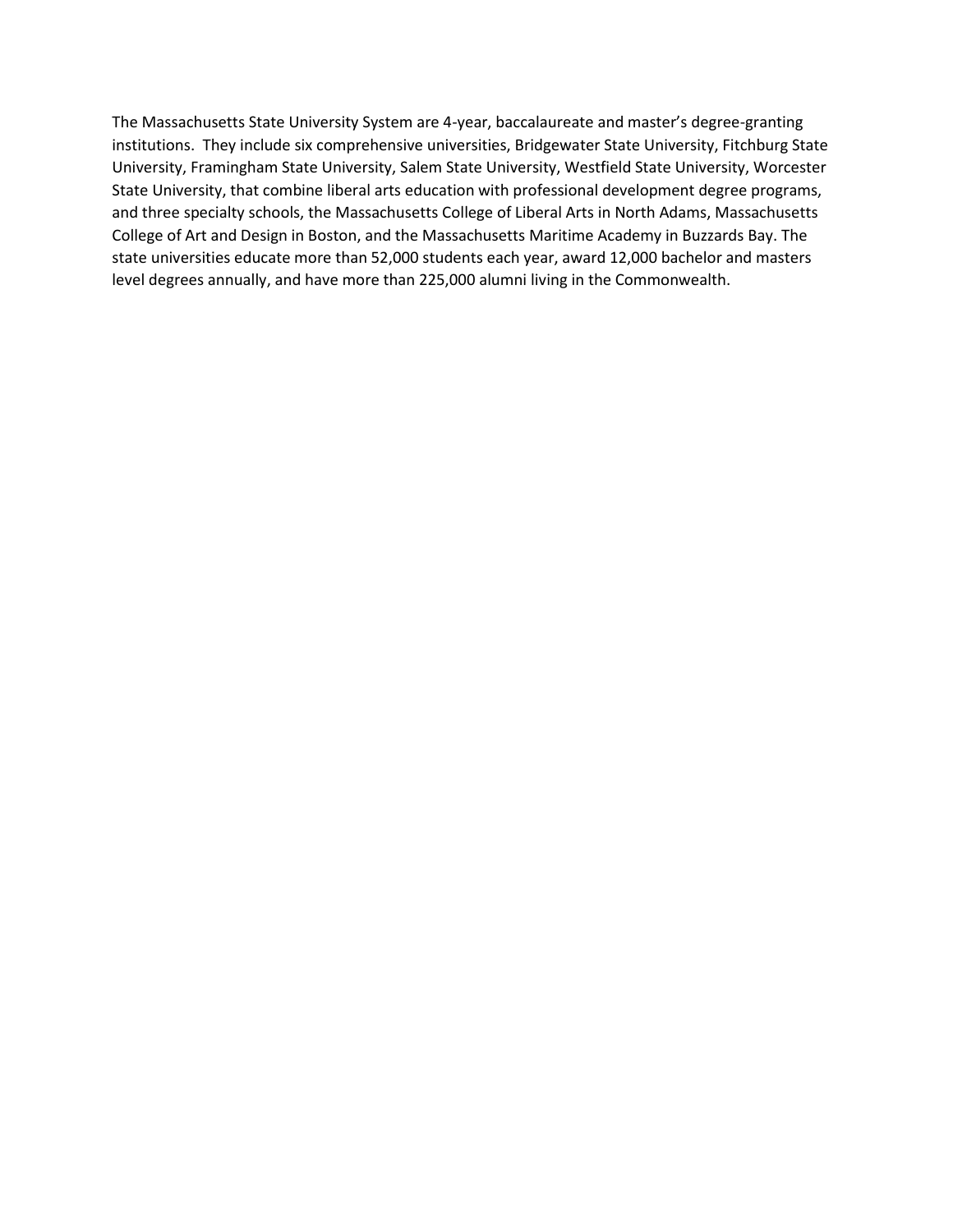The Massachusetts State University System are 4-year, baccalaureate and master's degree-granting institutions. They include six comprehensive universities, Bridgewater State University, Fitchburg State University, Framingham State University, Salem State University, Westfield State University, Worcester State University, that combine liberal arts education with professional development degree programs, and three specialty schools, the Massachusetts College of Liberal Arts in North Adams, Massachusetts College of Art and Design in Boston, and the Massachusetts Maritime Academy in Buzzards Bay. The state universities educate more than 52,000 students each year, award 12,000 bachelor and masters level degrees annually, and have more than 225,000 alumni living in the Commonwealth.